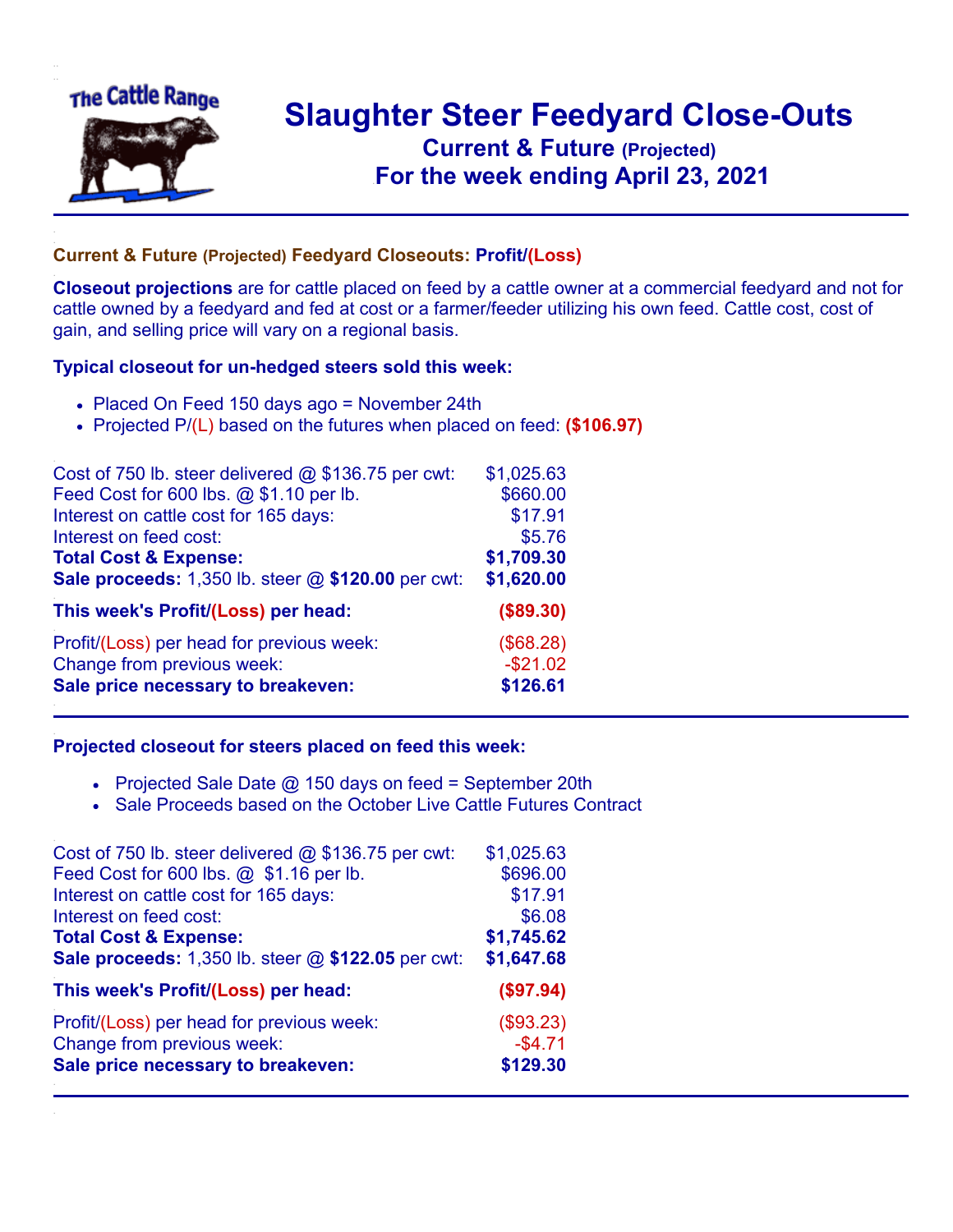# Slaughter Steer Feedyard Close-Outs

## Current & Future (Projected)

## For the week ending April 23, 2021

### Current & Future (Projected) Feedyard Closeouts: Profit/(Loss)

**Closeout projections** are for cattle placed on feed by a cattle owner at a commercial feedyard and not for cattle owned by a feedyard and fed at cost or a farmer/feeder utilizing his own feed. Cattle cost, cost of gain, and selling price will vary on a regional basis.

### Typical closeout for un-hedged steers sold this week:

- Placed On Feed 150 days ago = November 24th
- Projected P/(L) based on the futures when placed on feed: **($106.97)**

| | |
|---|---|
| Cost of 750 lb. steer delivered @ $136.75 per cwt: | $1,025.63 |
| Feed Cost for 600 lbs. @ $1.10 per lb. | $660.00 |
| Interest on cattle cost for 165 days: | $17.91 |
| Interest on feed cost: | $5.76 |
| **Total Cost & Expense:** | **$1,709.30** |
| **Sale proceeds:** 1,350 lb. steer @ **$120.00** per cwt: | **$1,620.00** |
| **This week's Profit/(Loss) per head:** | **($89.30)** |
| Profit/(Loss) per head for previous week: | ($68.28) |
| Change from previous week: | -$21.02 |
| **Sale price necessary to breakeven:** | **$126.61** |

### Projected closeout for steers placed on feed this week:

- Projected Sale Date @ 150 days on feed = September 20th
- Sale Proceeds based on the October Live Cattle Futures Contract

| | |
|---|---|
| Cost of 750 lb. steer delivered @ $136.75 per cwt: | $1,025.63 |
| Feed Cost for 600 lbs. @ $1.16 per lb. | $696.00 |
| Interest on cattle cost for 165 days: | $17.91 |
| Interest on feed cost: | $6.08 |
| **Total Cost & Expense:** | **$1,745.62** |
| **Sale proceeds:** 1,350 lb. steer @ **$122.05** per cwt: | **$1,647.68** |
| **This week's Profit/(Loss) per head:** | **($97.94)** |
| Profit/(Loss) per head for previous week: | ($93.23) |
| Change from previous week: | -$4.71 |
| **Sale price necessary to breakeven:** | **$129.30** |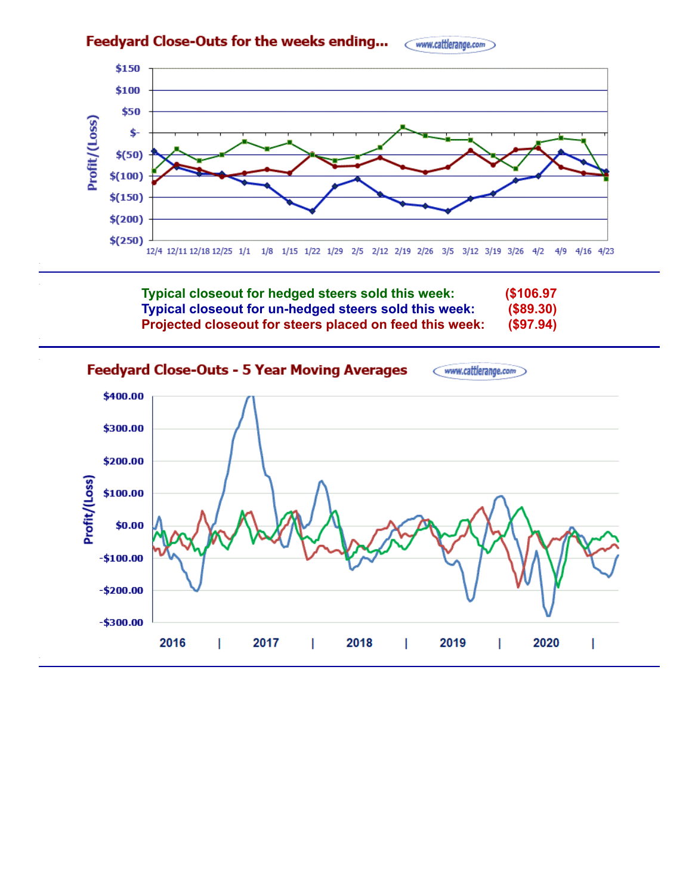## Feedyard Close-Outs for the weeks ending...

www.cattlerange.com

Profit/(Loss)

$150
$100
$50
$-
$(50)
$(100)
$(150)
$(200)
$(250)

12/4 12/11 12/18 12/25 1/1 1/8 1/15 1/22 1/29 2/5 2/12 2/19 2/26 3/5 3/12 3/19 3/26 4/2 4/9 4/16 4/23

| | |
|---|---|
| **Typical closeout for hedged steers sold this week:** | **($106.97)** |
| **Typical closeout for un-hedged steers sold this week:** | **($89.30)** |
| **Projected closeout for steers placed on feed this week:** | **($97.94)** |

## Feedyard Close-Outs - 5 Year Moving Averages

www.cattlerange.com

Profit/(Loss)

$400.00
$300.00
$200.00
$100.00
$0.00
-$100.00
-$200.00
-$300.00

2016 | 2017 | 2018 | 2019 | 2020 |